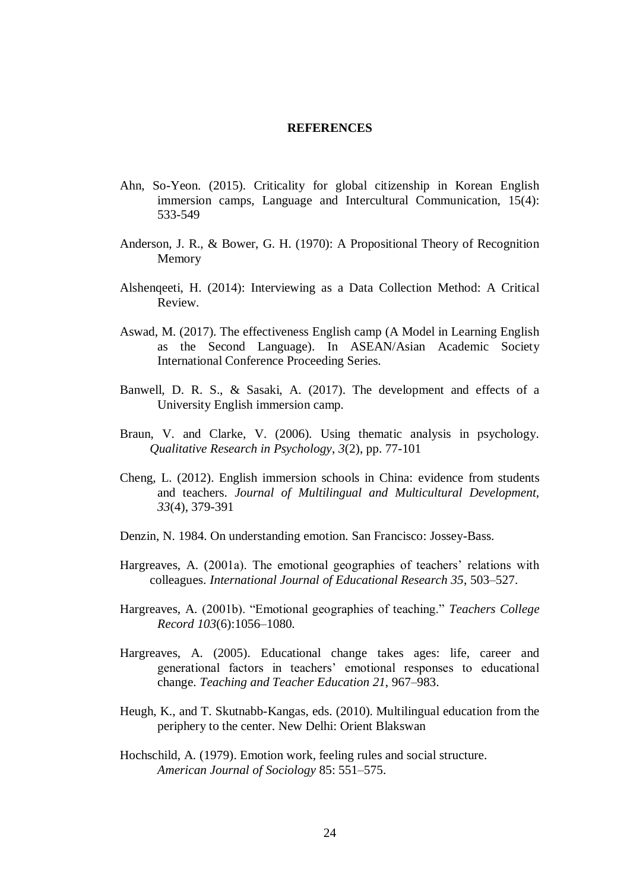# REFERENCES

Ahn, So-Yeon. (2015). Criticality for global citizenship in Korean English immersion camps, Language and Intercultural Communication, 15(4): 533-549

Anderson, J. R., & Bower, G. H. (1970): A Propositional Theory of Recognition Memory

Alshenqeeti, H. (2014): Interviewing as a Data Collection Method: A Critical Review.

Aswad, M. (2017). The effectiveness English camp (A Model in Learning English as the Second Language). In ASEAN/Asian Academic Society International Conference Proceeding Series.

Banwell, D. R. S., & Sasaki, A. (2017). The development and effects of a University English immersion camp.

Braun, V. and Clarke, V. (2006). Using thematic analysis in psychology. *Qualitative Research in Psychology*, *3*(2), pp. 77-101

Cheng, L. (2012). English immersion schools in China: evidence from students and teachers. *Journal of Multilingual and Multicultural Development, 33*(4), 379-391

Denzin, N. 1984. On understanding emotion. San Francisco: Jossey-Bass.

Hargreaves, A. (2001a). The emotional geographies of teachers' relations with colleagues. *International Journal of Educational Research 35*, 503–527.

Hargreaves, A. (2001b). "Emotional geographies of teaching." *Teachers College Record 103*(6):1056–1080.

Hargreaves, A. (2005). Educational change takes ages: life, career and generational factors in teachers' emotional responses to educational change. *Teaching and Teacher Education 21*, 967–983.

Heugh, K., and T. Skutnabb-Kangas, eds. (2010). Multilingual education from the periphery to the center. New Delhi: Orient Blakswan

Hochschild, A. (1979). Emotion work, feeling rules and social structure. *American Journal of Sociology* 85: 551–575.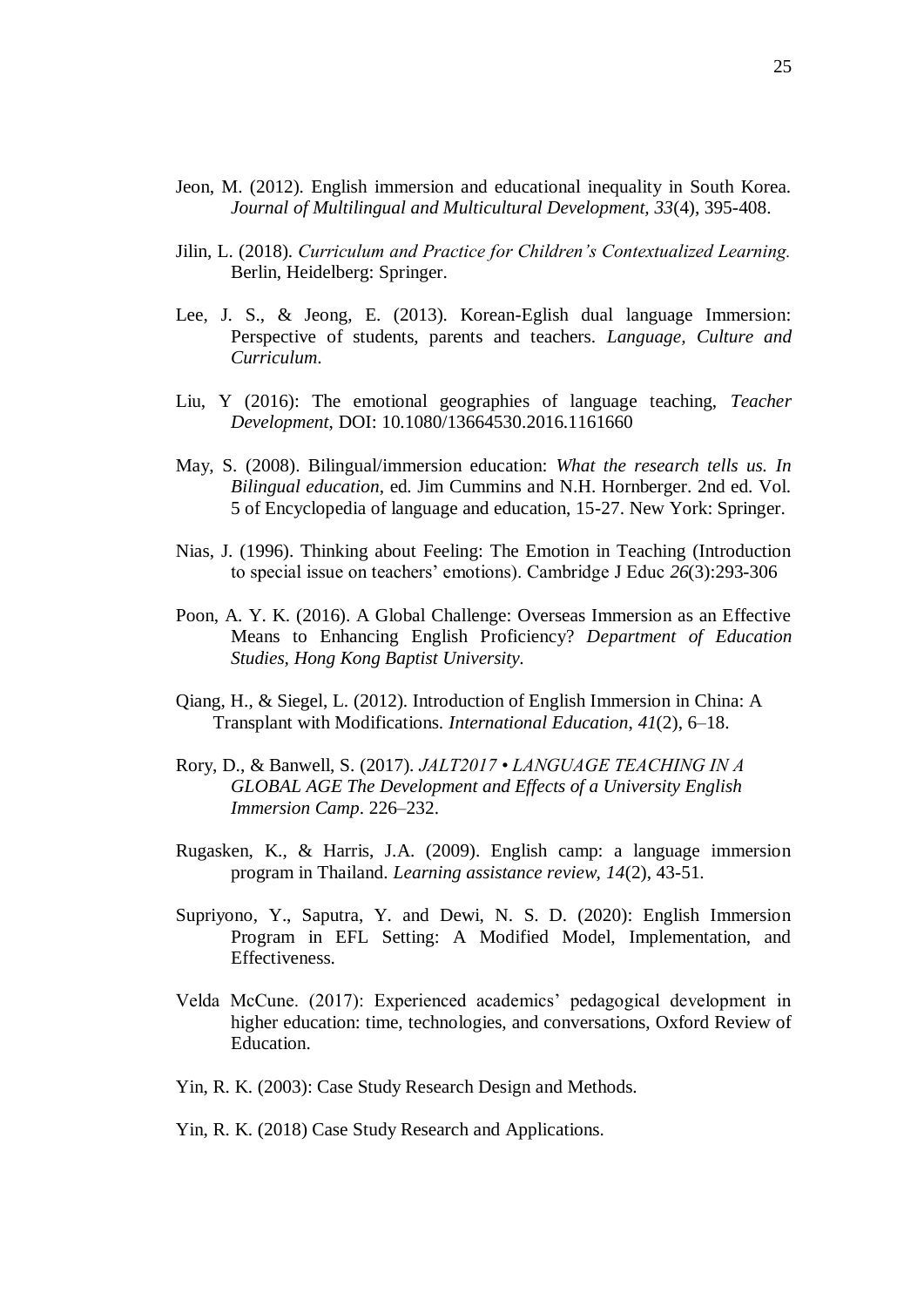Jeon, M. (2012). English immersion and educational inequality in South Korea. *Journal of Multilingual and Multicultural Development, 33*(4), 395-408.

Jilin, L. (2018). *Curriculum and Practice for Children's Contextualized Learning.* Berlin, Heidelberg: Springer.

Lee, J. S., & Jeong, E. (2013). Korean-Eglish dual language Immersion: Perspective of students, parents and teachers. *Language, Culture and Curriculum*.

Liu, Y (2016): The emotional geographies of language teaching, *Teacher Development*, DOI: 10.1080/13664530.2016.1161660

May, S. (2008). Bilingual/immersion education: *What the research tells us. In Bilingual education*, ed. Jim Cummins and N.H. Hornberger. 2nd ed. Vol. 5 of Encyclopedia of language and education, 15-27. New York: Springer.

Nias, J. (1996). Thinking about Feeling: The Emotion in Teaching (Introduction to special issue on teachers' emotions). Cambridge J Educ *26*(3):293-306

Poon, A. Y. K. (2016). A Global Challenge: Overseas Immersion as an Effective Means to Enhancing English Proficiency? *Department of Education Studies, Hong Kong Baptist University.*

Qiang, H., & Siegel, L. (2012). Introduction of English Immersion in China: A Transplant with Modifications. *International Education*, *41*(2), 6–18.

Rory, D., & Banwell, S. (2017). *JALT2017 • LANGUAGE TEACHING IN A GLOBAL AGE The Development and Effects of a University English Immersion Camp*. 226–232.

Rugasken, K., & Harris, J.A. (2009). English camp: a language immersion program in Thailand. *Learning assistance review, 14*(2), 43-51.

Supriyono, Y., Saputra, Y. and Dewi, N. S. D. (2020): English Immersion Program in EFL Setting: A Modified Model, Implementation, and Effectiveness.

Velda McCune. (2017): Experienced academics' pedagogical development in higher education: time, technologies, and conversations, Oxford Review of Education.

Yin, R. K. (2003): Case Study Research Design and Methods.

Yin, R. K. (2018) Case Study Research and Applications.